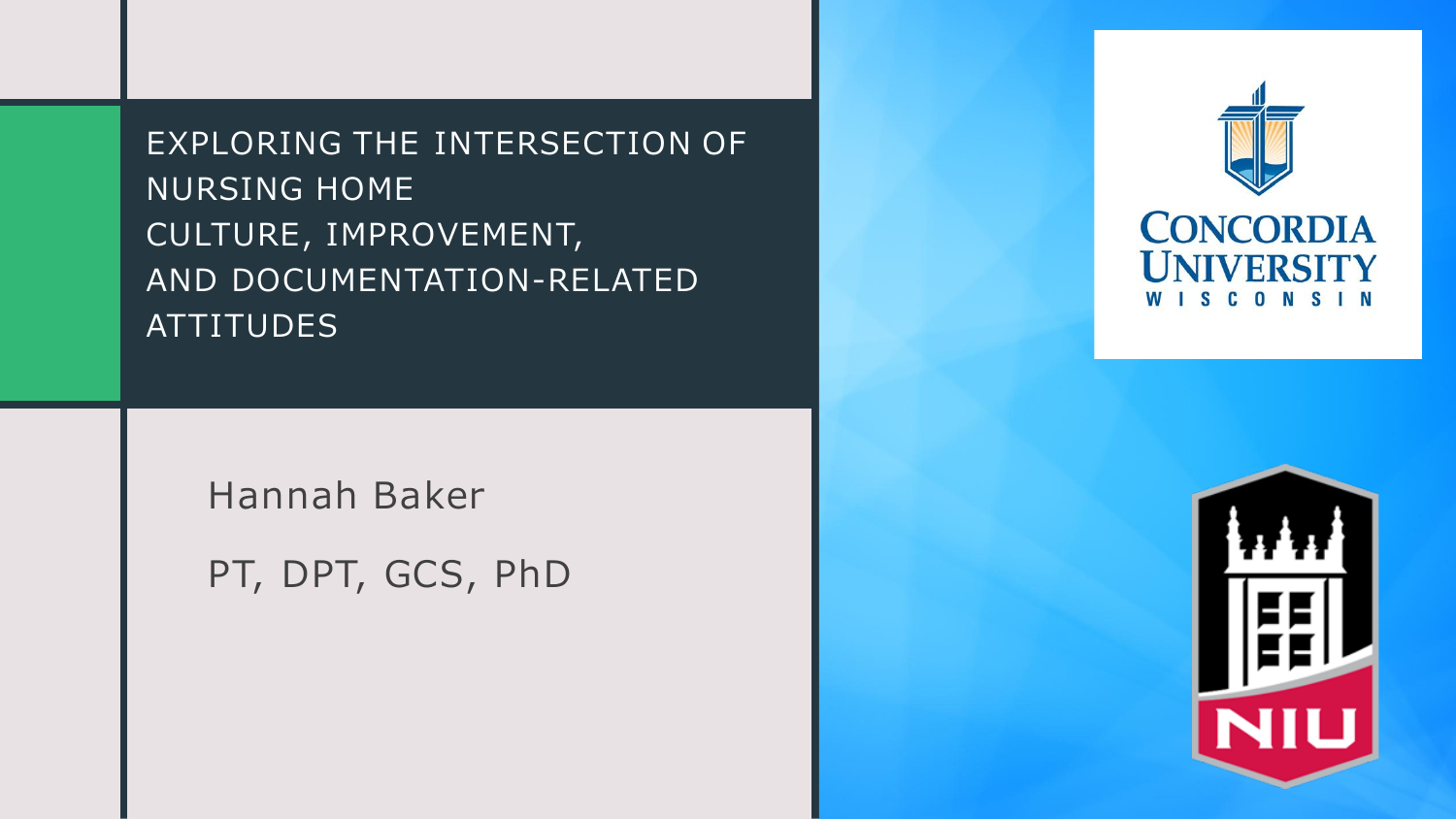# EXPLORING THE INTERSECTION OF NURSING HOME CULTURE, IMPROVEMENT, AND DOCUMENTATION-RELATED ATTITUDES

Hannah Baker

PT, DPT, GCS, PhD

CONCORDIA UNIVERSITY WISCONSIN

NIU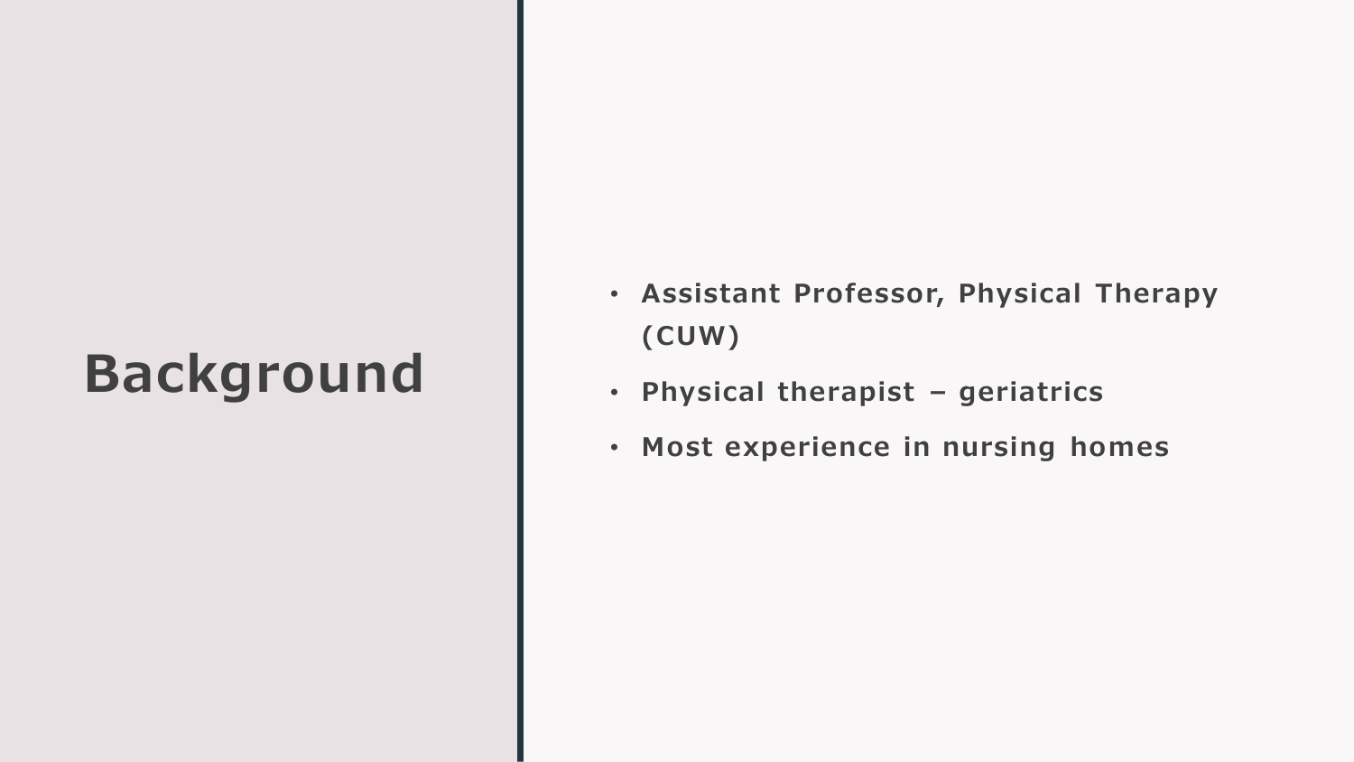# Background

- Assistant Professor, Physical Therapy (CUW)
- Physical therapist – geriatrics
- Most experience in nursing homes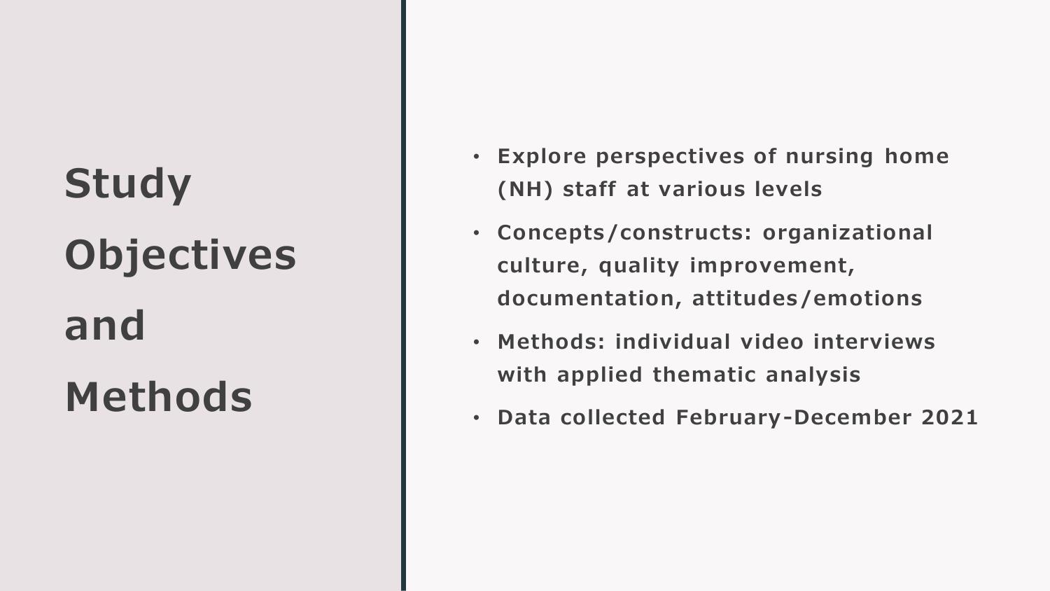# Study Objectives and Methods

- **Explore perspectives of nursing home (NH) staff at various levels**
- **Concepts/constructs: organizational culture, quality improvement, documentation, attitudes/emotions**
- **Methods: individual video interviews with applied thematic analysis**
- **Data collected February-December 2021**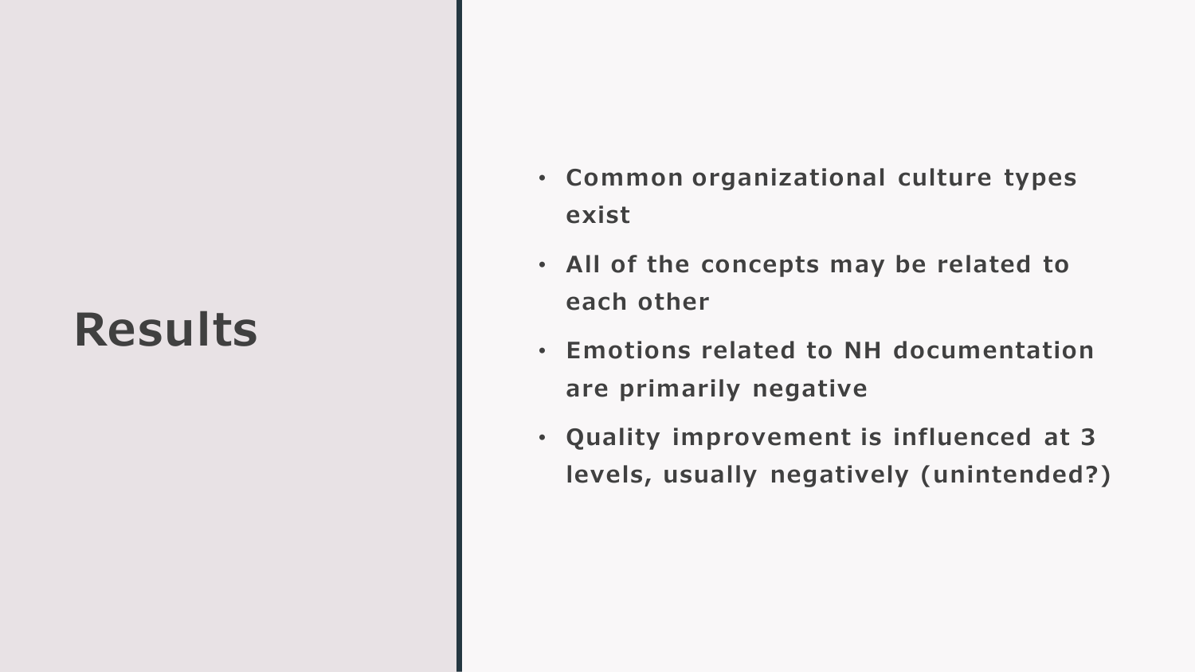# Results

- Common organizational culture types exist
- All of the concepts may be related to each other
- Emotions related to NH documentation are primarily negative
- Quality improvement is influenced at 3 levels, usually negatively (unintended?)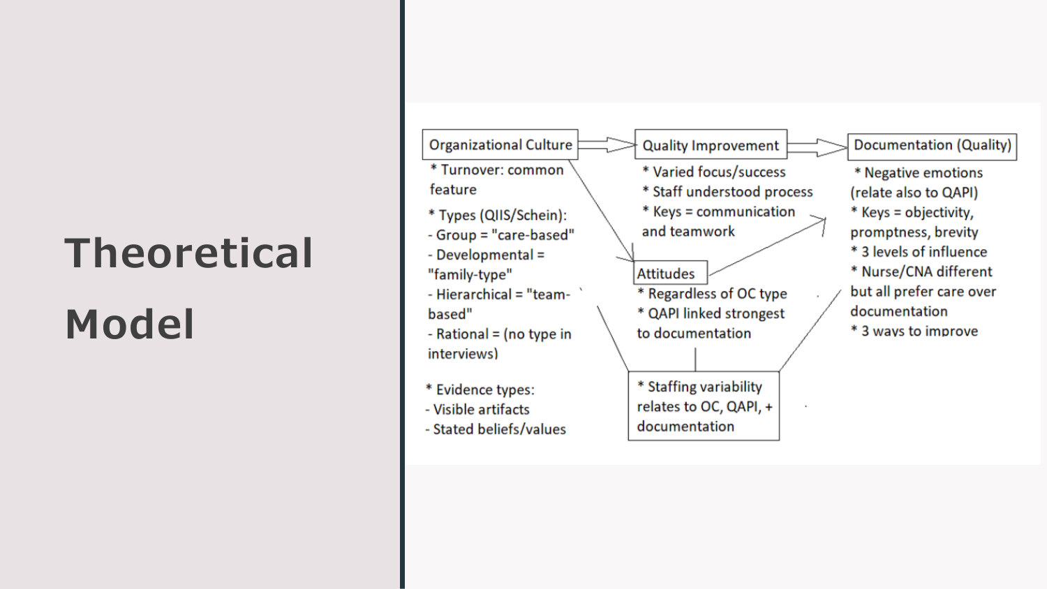# Theoretical Model

**Organizational Culture**

- Turnover: common feature
- Types (QIIS/Schein):
  - Group = "care-based"
  - Developmental = "family-type"
  - Hierarchical = "team-based"
  - Rational = (no type in interviews)
- Evidence types:
  - Visible artifacts
  - Stated beliefs/values

**Quality Improvement**

- Varied focus/success
- Staff understood process
- Keys = communication and teamwork

**Documentation (Quality)**

- Negative emotions (relate also to QAPI)
- Keys = objectivity, promptness, brevity
- 3 levels of influence
- Nurse/CNA different but all prefer care over documentation
- 3 ways to improve

**Attitudes**

- Regardless of OC type
- QAPI linked strongest to documentation

**Staffing**

- Staffing variability relates to OC, QAPI, + documentation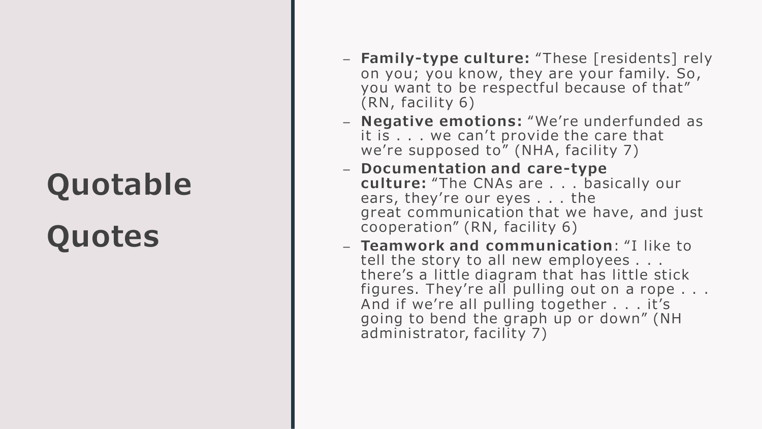# Quotable Quotes

- **Family-type culture:** “These [residents] rely on you; you know, they are your family. So, you want to be respectful because of that” (RN, facility 6)
- **Negative emotions:** “We’re underfunded as it is . . . we can’t provide the care that we’re supposed to” (NHA, facility 7)
- **Documentation and care-type culture:** “The CNAs are . . . basically our ears, they’re our eyes . . . the great communication that we have, and just cooperation” (RN, facility 6)
- **Teamwork and communication**: “I like to tell the story to all new employees . . . there’s a little diagram that has little stick figures. They’re all pulling out on a rope . . . And if we’re all pulling together . . . it’s going to bend the graph up or down” (NH administrator, facility 7)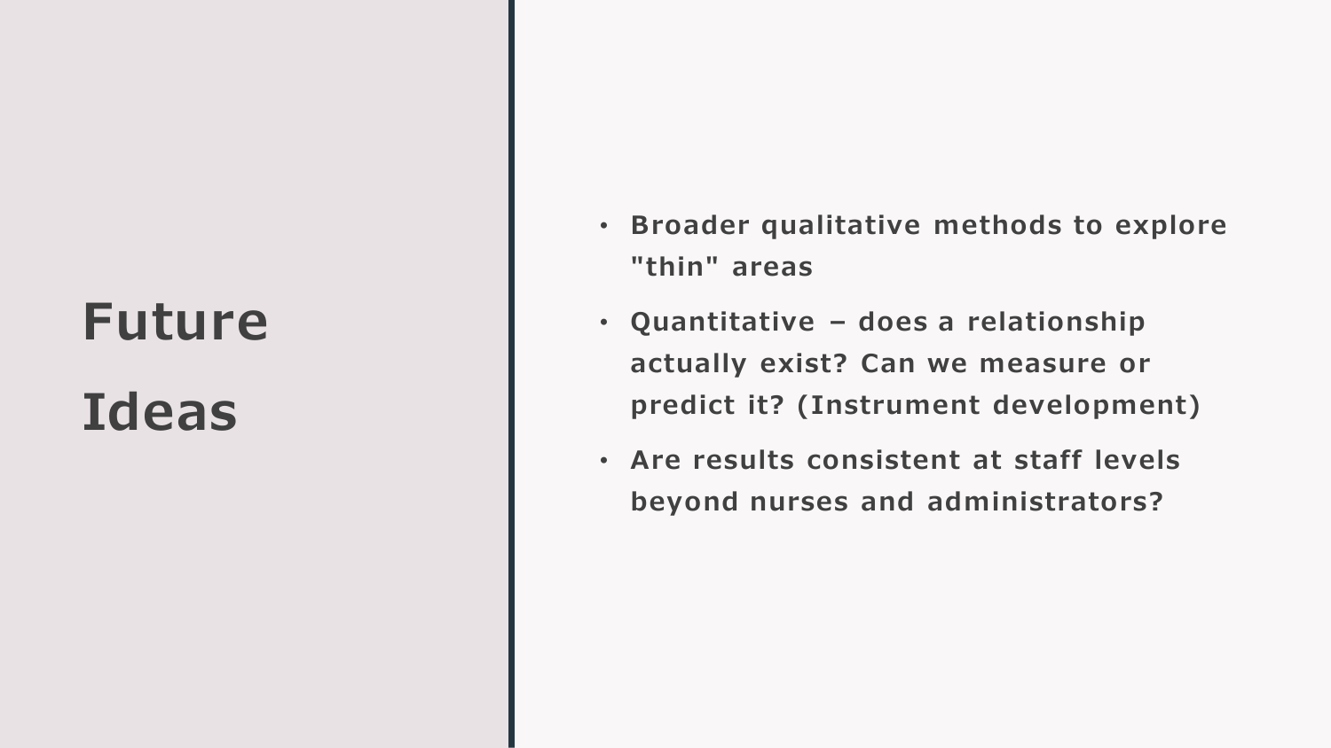# Future Ideas

- Broader qualitative methods to explore "thin" areas
- Quantitative – does a relationship actually exist? Can we measure or predict it? (Instrument development)
- Are results consistent at staff levels beyond nurses and administrators?